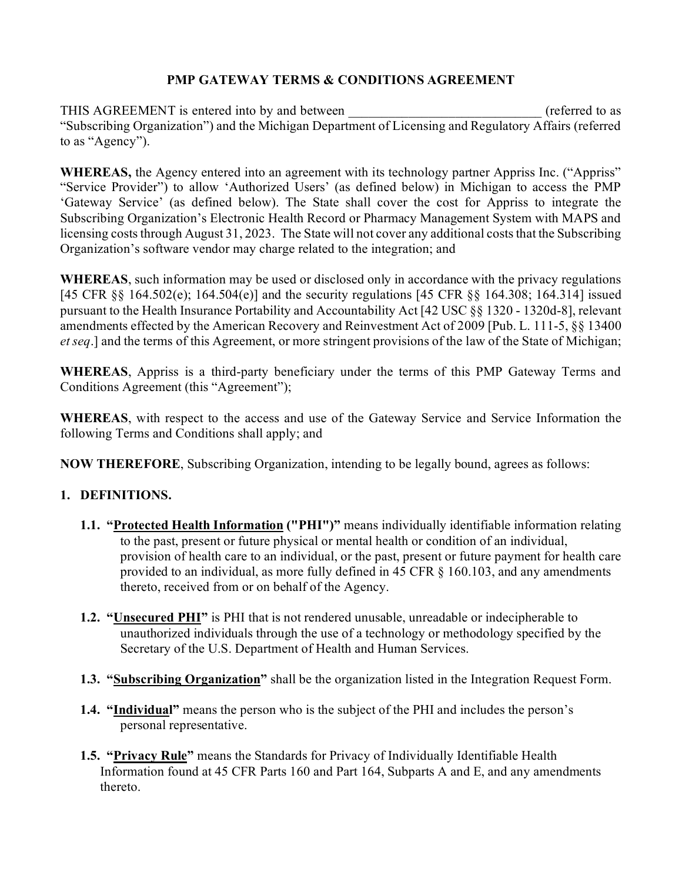# PMP GATEWAY TERMS & CONDITIONS AGREEMENT

THIS AGREEMENT is entered into by and between ____________________________ (referred to as "Subscribing Organization") and the Michigan Department of Licensing and Regulatory Affairs (referred to as "Agency").

**WHEREAS,** the Agency entered into an agreement with its technology partner Appriss Inc. ("Appriss" "Service Provider") to allow 'Authorized Users' (as defined below) in Michigan to access the PMP 'Gateway Service' (as defined below). The State shall cover the cost for Appriss to integrate the Subscribing Organization's Electronic Health Record or Pharmacy Management System with MAPS and licensing costs through August 31, 2023. The State will not cover any additional costs that the Subscribing Organization's software vendor may charge related to the integration; and

**WHEREAS**, such information may be used or disclosed only in accordance with the privacy regulations [45 CFR §§ 164.502(e); 164.504(e)] and the security regulations [45 CFR §§ 164.308; 164.314] issued pursuant to the Health Insurance Portability and Accountability Act [42 USC §§ 1320 - 1320d-8], relevant amendments effected by the American Recovery and Reinvestment Act of 2009 [Pub. L. 111-5, §§ 13400 *et seq*.] and the terms of this Agreement, or more stringent provisions of the law of the State of Michigan;

**WHEREAS**, Appriss is a third-party beneficiary under the terms of this PMP Gateway Terms and Conditions Agreement (this "Agreement");

**WHEREAS**, with respect to the access and use of the Gateway Service and Service Information the following Terms and Conditions shall apply; and

**NOW THEREFORE**, Subscribing Organization, intending to be legally bound, agrees as follows:

## 1. DEFINITIONS.

**1.1. "Protected Health Information ("PHI")"** means individually identifiable information relating to the past, present or future physical or mental health or condition of an individual, provision of health care to an individual, or the past, present or future payment for health care provided to an individual, as more fully defined in 45 CFR § 160.103, and any amendments thereto, received from or on behalf of the Agency.

**1.2. "Unsecured PHI"** is PHI that is not rendered unusable, unreadable or indecipherable to unauthorized individuals through the use of a technology or methodology specified by the Secretary of the U.S. Department of Health and Human Services.

**1.3. "Subscribing Organization"** shall be the organization listed in the Integration Request Form.

**1.4. "Individual"** means the person who is the subject of the PHI and includes the person's personal representative.

**1.5. "Privacy Rule"** means the Standards for Privacy of Individually Identifiable Health Information found at 45 CFR Parts 160 and Part 164, Subparts A and E, and any amendments thereto.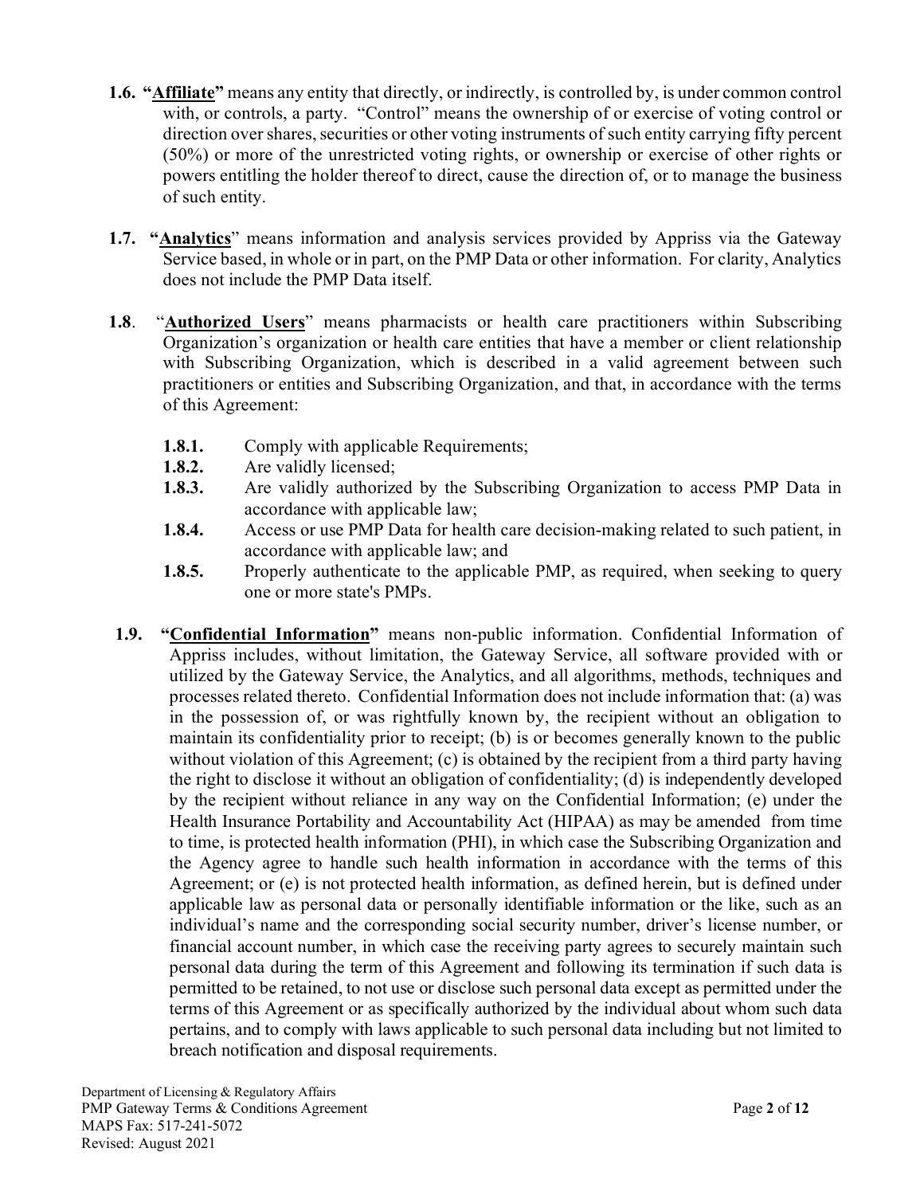**1.6. "Affiliate"** means any entity that directly, or indirectly, is controlled by, is under common control with, or controls, a party. "Control" means the ownership of or exercise of voting control or direction over shares, securities or other voting instruments of such entity carrying fifty percent (50%) or more of the unrestricted voting rights, or ownership or exercise of other rights or powers entitling the holder thereof to direct, cause the direction of, or to manage the business of such entity.

**1.7. "Analytics"** means information and analysis services provided by Appriss via the Gateway Service based, in whole or in part, on the PMP Data or other information. For clarity, Analytics does not include the PMP Data itself.

**1.8**. "**Authorized Users**" means pharmacists or health care practitioners within Subscribing Organization's organization or health care entities that have a member or client relationship with Subscribing Organization, which is described in a valid agreement between such practitioners or entities and Subscribing Organization, and that, in accordance with the terms of this Agreement:

- **1.8.1.** Comply with applicable Requirements;
- **1.8.2.** Are validly licensed;
- **1.8.3.** Are validly authorized by the Subscribing Organization to access PMP Data in accordance with applicable law;
- **1.8.4.** Access or use PMP Data for health care decision-making related to such patient, in accordance with applicable law; and
- **1.8.5.** Properly authenticate to the applicable PMP, as required, when seeking to query one or more state's PMPs.

**1.9. "Confidential Information"** means non-public information. Confidential Information of Appriss includes, without limitation, the Gateway Service, all software provided with or utilized by the Gateway Service, the Analytics, and all algorithms, methods, techniques and processes related thereto. Confidential Information does not include information that: (a) was in the possession of, or was rightfully known by, the recipient without an obligation to maintain its confidentiality prior to receipt; (b) is or becomes generally known to the public without violation of this Agreement; (c) is obtained by the recipient from a third party having the right to disclose it without an obligation of confidentiality; (d) is independently developed by the recipient without reliance in any way on the Confidential Information; (e) under the Health Insurance Portability and Accountability Act (HIPAA) as may be amended from time to time, is protected health information (PHI), in which case the Subscribing Organization and the Agency agree to handle such health information in accordance with the terms of this Agreement; or (e) is not protected health information, as defined herein, but is defined under applicable law as personal data or personally identifiable information or the like, such as an individual's name and the corresponding social security number, driver's license number, or financial account number, in which case the receiving party agrees to securely maintain such personal data during the term of this Agreement and following its termination if such data is permitted to be retained, to not use or disclose such personal data except as permitted under the terms of this Agreement or as specifically authorized by the individual about whom such data pertains, and to comply with laws applicable to such personal data including but not limited to breach notification and disposal requirements.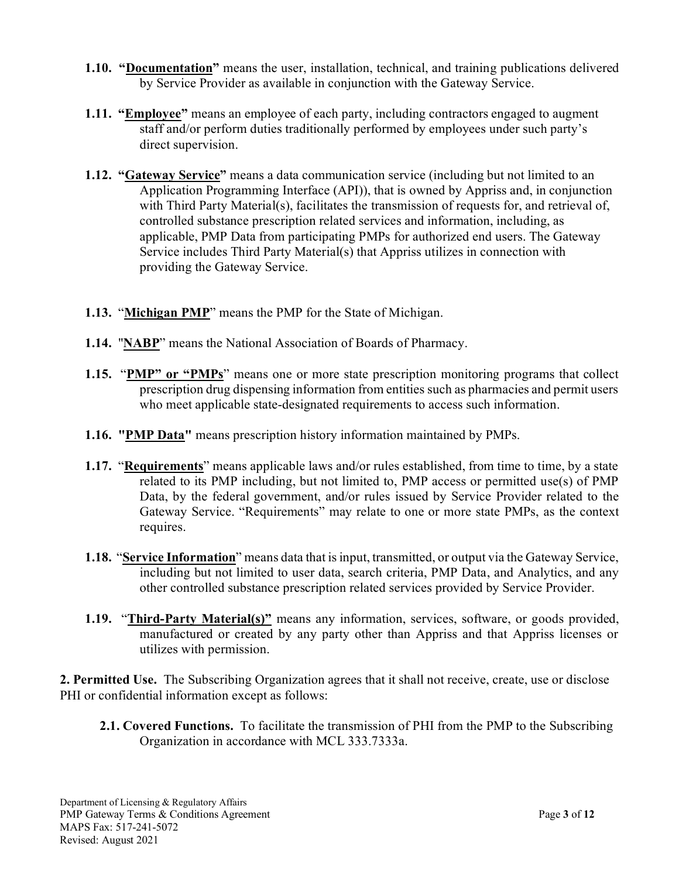**1.10. "Documentation"** means the user, installation, technical, and training publications delivered by Service Provider as available in conjunction with the Gateway Service.

**1.11. "Employee"** means an employee of each party, including contractors engaged to augment staff and/or perform duties traditionally performed by employees under such party's direct supervision.

**1.12. "Gateway Service"** means a data communication service (including but not limited to an Application Programming Interface (API)), that is owned by Appriss and, in conjunction with Third Party Material(s), facilitates the transmission of requests for, and retrieval of, controlled substance prescription related services and information, including, as applicable, PMP Data from participating PMPs for authorized end users. The Gateway Service includes Third Party Material(s) that Appriss utilizes in connection with providing the Gateway Service.

**1.13.** "**Michigan PMP**" means the PMP for the State of Michigan.

**1.14.** "**NABP**" means the National Association of Boards of Pharmacy.

**1.15.** "**PMP" or "PMPs**" means one or more state prescription monitoring programs that collect prescription drug dispensing information from entities such as pharmacies and permit users who meet applicable state-designated requirements to access such information.

**1.16. "PMP Data"** means prescription history information maintained by PMPs.

**1.17.** "**Requirements**" means applicable laws and/or rules established, from time to time, by a state related to its PMP including, but not limited to, PMP access or permitted use(s) of PMP Data, by the federal government, and/or rules issued by Service Provider related to the Gateway Service. "Requirements" may relate to one or more state PMPs, as the context requires.

**1.18.** "**Service Information**" means data that is input, transmitted, or output via the Gateway Service, including but not limited to user data, search criteria, PMP Data, and Analytics, and any other controlled substance prescription related services provided by Service Provider.

**1.19.** "**Third-Party Material(s)"** means any information, services, software, or goods provided, manufactured or created by any party other than Appriss and that Appriss licenses or utilizes with permission.

**2. Permitted Use.** The Subscribing Organization agrees that it shall not receive, create, use or disclose PHI or confidential information except as follows:

**2.1. Covered Functions.** To facilitate the transmission of PHI from the PMP to the Subscribing Organization in accordance with MCL 333.7333a.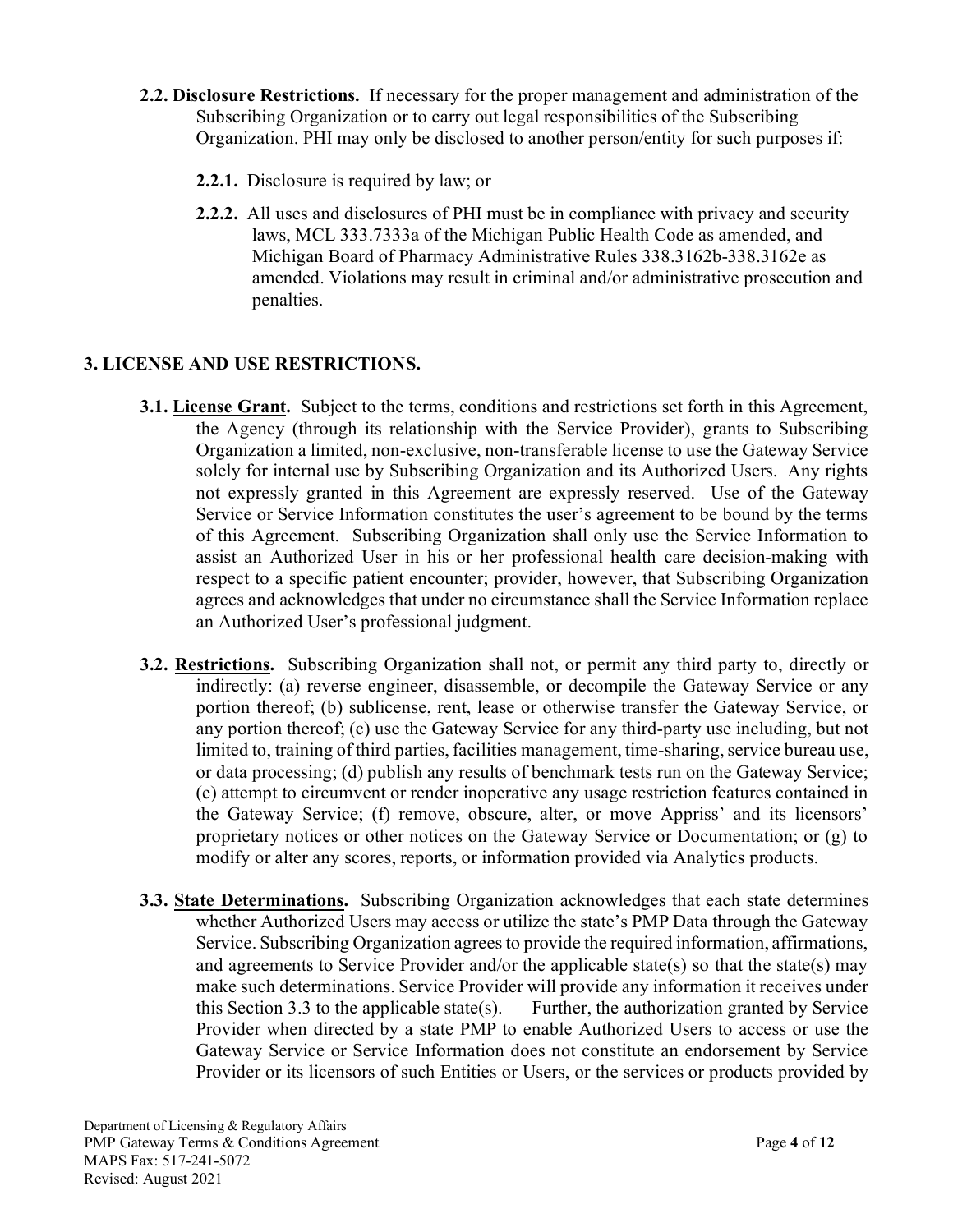**2.2. Disclosure Restrictions.** If necessary for the proper management and administration of the Subscribing Organization or to carry out legal responsibilities of the Subscribing Organization. PHI may only be disclosed to another person/entity for such purposes if:

**2.2.1.** Disclosure is required by law; or

**2.2.2.** All uses and disclosures of PHI must be in compliance with privacy and security laws, MCL 333.7333a of the Michigan Public Health Code as amended, and Michigan Board of Pharmacy Administrative Rules 338.3162b-338.3162e as amended. Violations may result in criminal and/or administrative prosecution and penalties.

## 3. LICENSE AND USE RESTRICTIONS.

**3.1. License Grant.** Subject to the terms, conditions and restrictions set forth in this Agreement, the Agency (through its relationship with the Service Provider), grants to Subscribing Organization a limited, non-exclusive, non-transferable license to use the Gateway Service solely for internal use by Subscribing Organization and its Authorized Users. Any rights not expressly granted in this Agreement are expressly reserved. Use of the Gateway Service or Service Information constitutes the user's agreement to be bound by the terms of this Agreement. Subscribing Organization shall only use the Service Information to assist an Authorized User in his or her professional health care decision-making with respect to a specific patient encounter; provider, however, that Subscribing Organization agrees and acknowledges that under no circumstance shall the Service Information replace an Authorized User's professional judgment.

**3.2. Restrictions.** Subscribing Organization shall not, or permit any third party to, directly or indirectly: (a) reverse engineer, disassemble, or decompile the Gateway Service or any portion thereof; (b) sublicense, rent, lease or otherwise transfer the Gateway Service, or any portion thereof; (c) use the Gateway Service for any third-party use including, but not limited to, training of third parties, facilities management, time-sharing, service bureau use, or data processing; (d) publish any results of benchmark tests run on the Gateway Service; (e) attempt to circumvent or render inoperative any usage restriction features contained in the Gateway Service; (f) remove, obscure, alter, or move Appriss' and its licensors' proprietary notices or other notices on the Gateway Service or Documentation; or (g) to modify or alter any scores, reports, or information provided via Analytics products.

**3.3. State Determinations.** Subscribing Organization acknowledges that each state determines whether Authorized Users may access or utilize the state's PMP Data through the Gateway Service. Subscribing Organization agrees to provide the required information, affirmations, and agreements to Service Provider and/or the applicable state(s) so that the state(s) may make such determinations. Service Provider will provide any information it receives under this Section 3.3 to the applicable state(s). Further, the authorization granted by Service Provider when directed by a state PMP to enable Authorized Users to access or use the Gateway Service or Service Information does not constitute an endorsement by Service Provider or its licensors of such Entities or Users, or the services or products provided by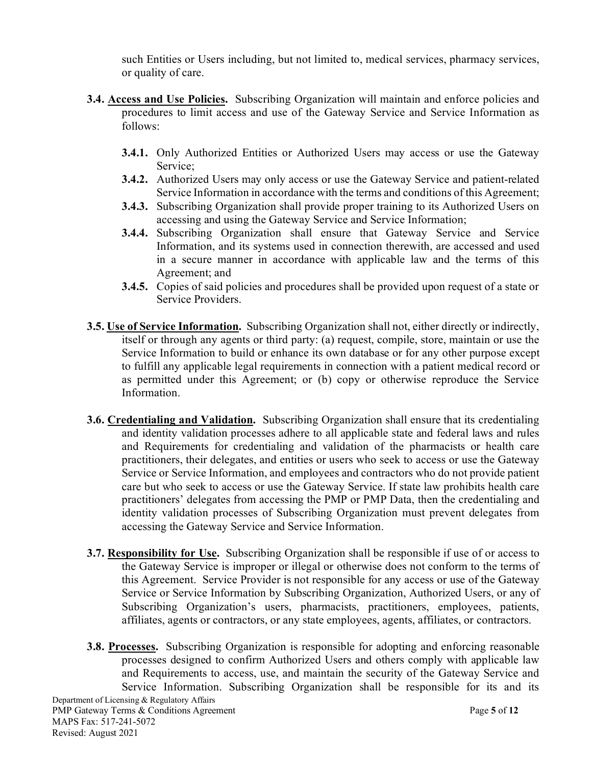such Entities or Users including, but not limited to, medical services, pharmacy services, or quality of care.

**3.4. <u>Access and Use Policies</u>.** Subscribing Organization will maintain and enforce policies and procedures to limit access and use of the Gateway Service and Service Information as follows:

- **3.4.1.** Only Authorized Entities or Authorized Users may access or use the Gateway Service;
- **3.4.2.** Authorized Users may only access or use the Gateway Service and patient-related Service Information in accordance with the terms and conditions of this Agreement;
- **3.4.3.** Subscribing Organization shall provide proper training to its Authorized Users on accessing and using the Gateway Service and Service Information;
- **3.4.4.** Subscribing Organization shall ensure that Gateway Service and Service Information, and its systems used in connection therewith, are accessed and used in a secure manner in accordance with applicable law and the terms of this Agreement; and
- **3.4.5.** Copies of said policies and procedures shall be provided upon request of a state or Service Providers.

**3.5. <u>Use of Service Information</u>.** Subscribing Organization shall not, either directly or indirectly, itself or through any agents or third party: (a) request, compile, store, maintain or use the Service Information to build or enhance its own database or for any other purpose except to fulfill any applicable legal requirements in connection with a patient medical record or as permitted under this Agreement; or (b) copy or otherwise reproduce the Service Information.

**3.6. <u>Credentialing and Validation</u>.** Subscribing Organization shall ensure that its credentialing and identity validation processes adhere to all applicable state and federal laws and rules and Requirements for credentialing and validation of the pharmacists or health care practitioners, their delegates, and entities or users who seek to access or use the Gateway Service or Service Information, and employees and contractors who do not provide patient care but who seek to access or use the Gateway Service. If state law prohibits health care practitioners' delegates from accessing the PMP or PMP Data, then the credentialing and identity validation processes of Subscribing Organization must prevent delegates from accessing the Gateway Service and Service Information.

**3.7. <u>Responsibility for Use</u>.** Subscribing Organization shall be responsible if use of or access to the Gateway Service is improper or illegal or otherwise does not conform to the terms of this Agreement. Service Provider is not responsible for any access or use of the Gateway Service or Service Information by Subscribing Organization, Authorized Users, or any of Subscribing Organization's users, pharmacists, practitioners, employees, patients, affiliates, agents or contractors, or any state employees, agents, affiliates, or contractors.

**3.8. <u>Processes</u>.** Subscribing Organization is responsible for adopting and enforcing reasonable processes designed to confirm Authorized Users and others comply with applicable law and Requirements to access, use, and maintain the security of the Gateway Service and Service Information. Subscribing Organization shall be responsible for its and its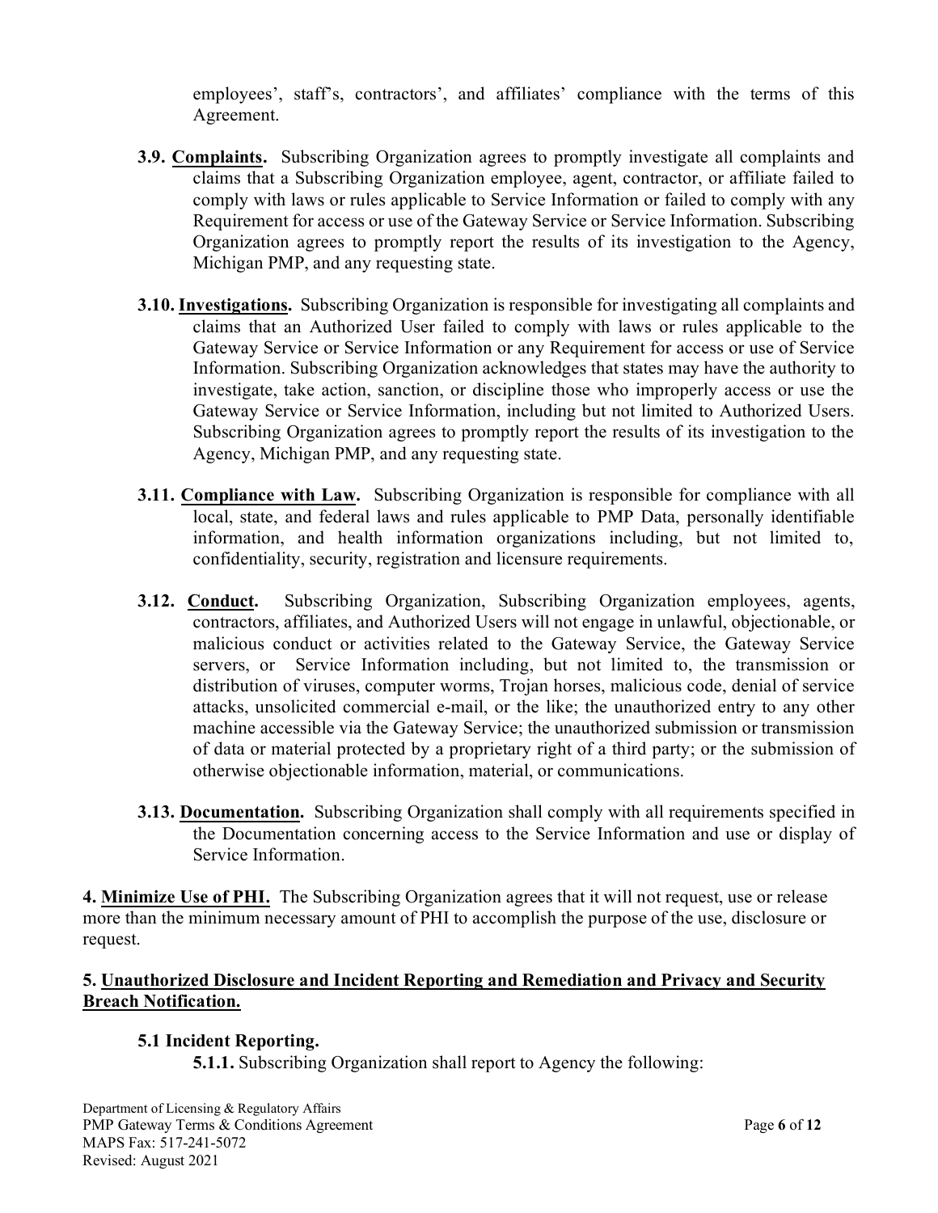employees', staff's, contractors', and affiliates' compliance with the terms of this Agreement.

**3.9. Complaints.** Subscribing Organization agrees to promptly investigate all complaints and claims that a Subscribing Organization employee, agent, contractor, or affiliate failed to comply with laws or rules applicable to Service Information or failed to comply with any Requirement for access or use of the Gateway Service or Service Information. Subscribing Organization agrees to promptly report the results of its investigation to the Agency, Michigan PMP, and any requesting state.

**3.10. Investigations.** Subscribing Organization is responsible for investigating all complaints and claims that an Authorized User failed to comply with laws or rules applicable to the Gateway Service or Service Information or any Requirement for access or use of Service Information. Subscribing Organization acknowledges that states may have the authority to investigate, take action, sanction, or discipline those who improperly access or use the Gateway Service or Service Information, including but not limited to Authorized Users. Subscribing Organization agrees to promptly report the results of its investigation to the Agency, Michigan PMP, and any requesting state.

**3.11. Compliance with Law.** Subscribing Organization is responsible for compliance with all local, state, and federal laws and rules applicable to PMP Data, personally identifiable information, and health information organizations including, but not limited to, confidentiality, security, registration and licensure requirements.

**3.12. Conduct.** Subscribing Organization, Subscribing Organization employees, agents, contractors, affiliates, and Authorized Users will not engage in unlawful, objectionable, or malicious conduct or activities related to the Gateway Service, the Gateway Service servers, or Service Information including, but not limited to, the transmission or distribution of viruses, computer worms, Trojan horses, malicious code, denial of service attacks, unsolicited commercial e-mail, or the like; the unauthorized entry to any other machine accessible via the Gateway Service; the unauthorized submission or transmission of data or material protected by a proprietary right of a third party; or the submission of otherwise objectionable information, material, or communications.

**3.13. Documentation.** Subscribing Organization shall comply with all requirements specified in the Documentation concerning access to the Service Information and use or display of Service Information.

**4. Minimize Use of PHI.** The Subscribing Organization agrees that it will not request, use or release more than the minimum necessary amount of PHI to accomplish the purpose of the use, disclosure or request.

**5. Unauthorized Disclosure and Incident Reporting and Remediation and Privacy and Security Breach Notification.**

**5.1 Incident Reporting.**

**5.1.1.** Subscribing Organization shall report to Agency the following: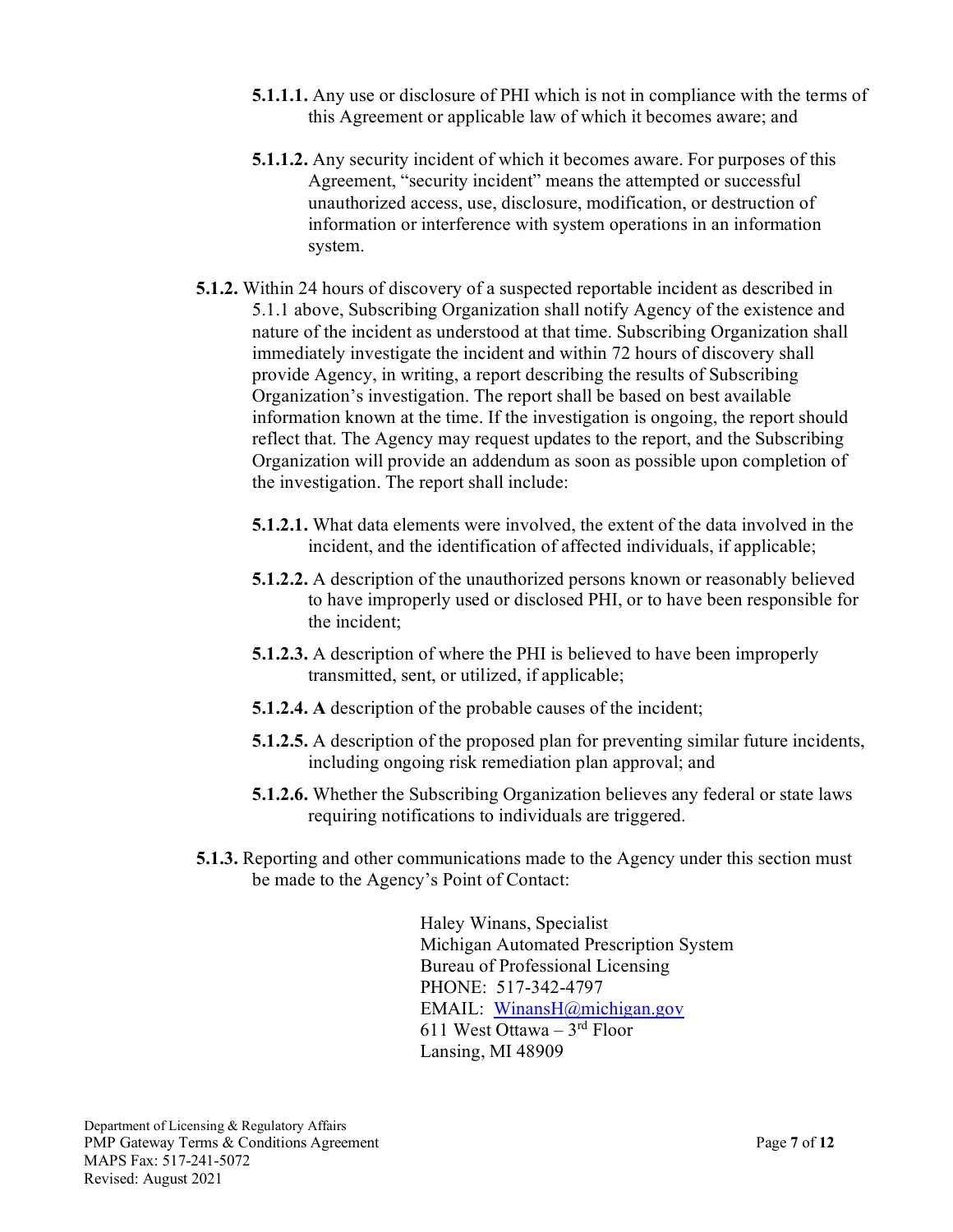**5.1.1.1.** Any use or disclosure of PHI which is not in compliance with the terms of this Agreement or applicable law of which it becomes aware; and

**5.1.1.2.** Any security incident of which it becomes aware. For purposes of this Agreement, "security incident" means the attempted or successful unauthorized access, use, disclosure, modification, or destruction of information or interference with system operations in an information system.

**5.1.2.** Within 24 hours of discovery of a suspected reportable incident as described in 5.1.1 above, Subscribing Organization shall notify Agency of the existence and nature of the incident as understood at that time. Subscribing Organization shall immediately investigate the incident and within 72 hours of discovery shall provide Agency, in writing, a report describing the results of Subscribing Organization's investigation. The report shall be based on best available information known at the time. If the investigation is ongoing, the report should reflect that. The Agency may request updates to the report, and the Subscribing Organization will provide an addendum as soon as possible upon completion of the investigation. The report shall include:

**5.1.2.1.** What data elements were involved, the extent of the data involved in the incident, and the identification of affected individuals, if applicable;

**5.1.2.2.** A description of the unauthorized persons known or reasonably believed to have improperly used or disclosed PHI, or to have been responsible for the incident;

**5.1.2.3.** A description of where the PHI is believed to have been improperly transmitted, sent, or utilized, if applicable;

**5.1.2.4. A** description of the probable causes of the incident;

**5.1.2.5.** A description of the proposed plan for preventing similar future incidents, including ongoing risk remediation plan approval; and

**5.1.2.6.** Whether the Subscribing Organization believes any federal or state laws requiring notifications to individuals are triggered.

**5.1.3.** Reporting and other communications made to the Agency under this section must be made to the Agency's Point of Contact:

Haley Winans, Specialist
Michigan Automated Prescription System
Bureau of Professional Licensing
PHONE: 517-342-4797
EMAIL: WinansH@michigan.gov
611 West Ottawa – 3rd Floor
Lansing, MI 48909

Department of Licensing & Regulatory Affairs
PMP Gateway Terms & Conditions Agreement
MAPS Fax: 517-241-5072
Revised: August 2021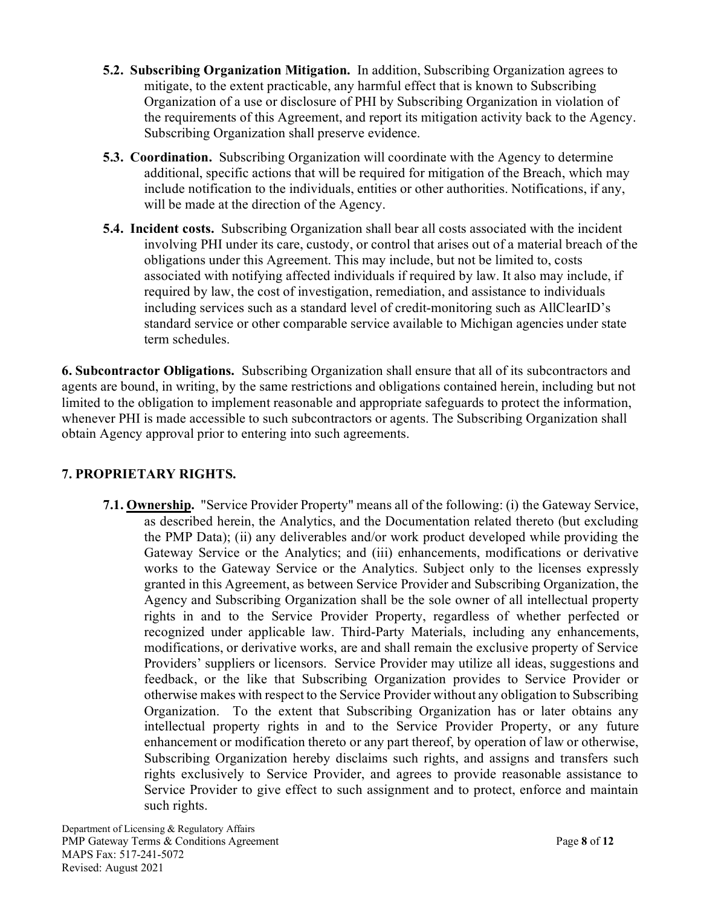**5.2. Subscribing Organization Mitigation.** In addition, Subscribing Organization agrees to mitigate, to the extent practicable, any harmful effect that is known to Subscribing Organization of a use or disclosure of PHI by Subscribing Organization in violation of the requirements of this Agreement, and report its mitigation activity back to the Agency. Subscribing Organization shall preserve evidence.

**5.3. Coordination.** Subscribing Organization will coordinate with the Agency to determine additional, specific actions that will be required for mitigation of the Breach, which may include notification to the individuals, entities or other authorities. Notifications, if any, will be made at the direction of the Agency.

**5.4. Incident costs.** Subscribing Organization shall bear all costs associated with the incident involving PHI under its care, custody, or control that arises out of a material breach of the obligations under this Agreement. This may include, but not be limited to, costs associated with notifying affected individuals if required by law. It also may include, if required by law, the cost of investigation, remediation, and assistance to individuals including services such as a standard level of credit-monitoring such as AllClearID's standard service or other comparable service available to Michigan agencies under state term schedules.

**6. Subcontractor Obligations.** Subscribing Organization shall ensure that all of its subcontractors and agents are bound, in writing, by the same restrictions and obligations contained herein, including but not limited to the obligation to implement reasonable and appropriate safeguards to protect the information, whenever PHI is made accessible to such subcontractors or agents. The Subscribing Organization shall obtain Agency approval prior to entering into such agreements.

## 7. PROPRIETARY RIGHTS.

**7.1. Ownership.** "Service Provider Property" means all of the following: (i) the Gateway Service, as described herein, the Analytics, and the Documentation related thereto (but excluding the PMP Data); (ii) any deliverables and/or work product developed while providing the Gateway Service or the Analytics; and (iii) enhancements, modifications or derivative works to the Gateway Service or the Analytics. Subject only to the licenses expressly granted in this Agreement, as between Service Provider and Subscribing Organization, the Agency and Subscribing Organization shall be the sole owner of all intellectual property rights in and to the Service Provider Property, regardless of whether perfected or recognized under applicable law. Third-Party Materials, including any enhancements, modifications, or derivative works, are and shall remain the exclusive property of Service Providers' suppliers or licensors. Service Provider may utilize all ideas, suggestions and feedback, or the like that Subscribing Organization provides to Service Provider or otherwise makes with respect to the Service Provider without any obligation to Subscribing Organization. To the extent that Subscribing Organization has or later obtains any intellectual property rights in and to the Service Provider Property, or any future enhancement or modification thereto or any part thereof, by operation of law or otherwise, Subscribing Organization hereby disclaims such rights, and assigns and transfers such rights exclusively to Service Provider, and agrees to provide reasonable assistance to Service Provider to give effect to such assignment and to protect, enforce and maintain such rights.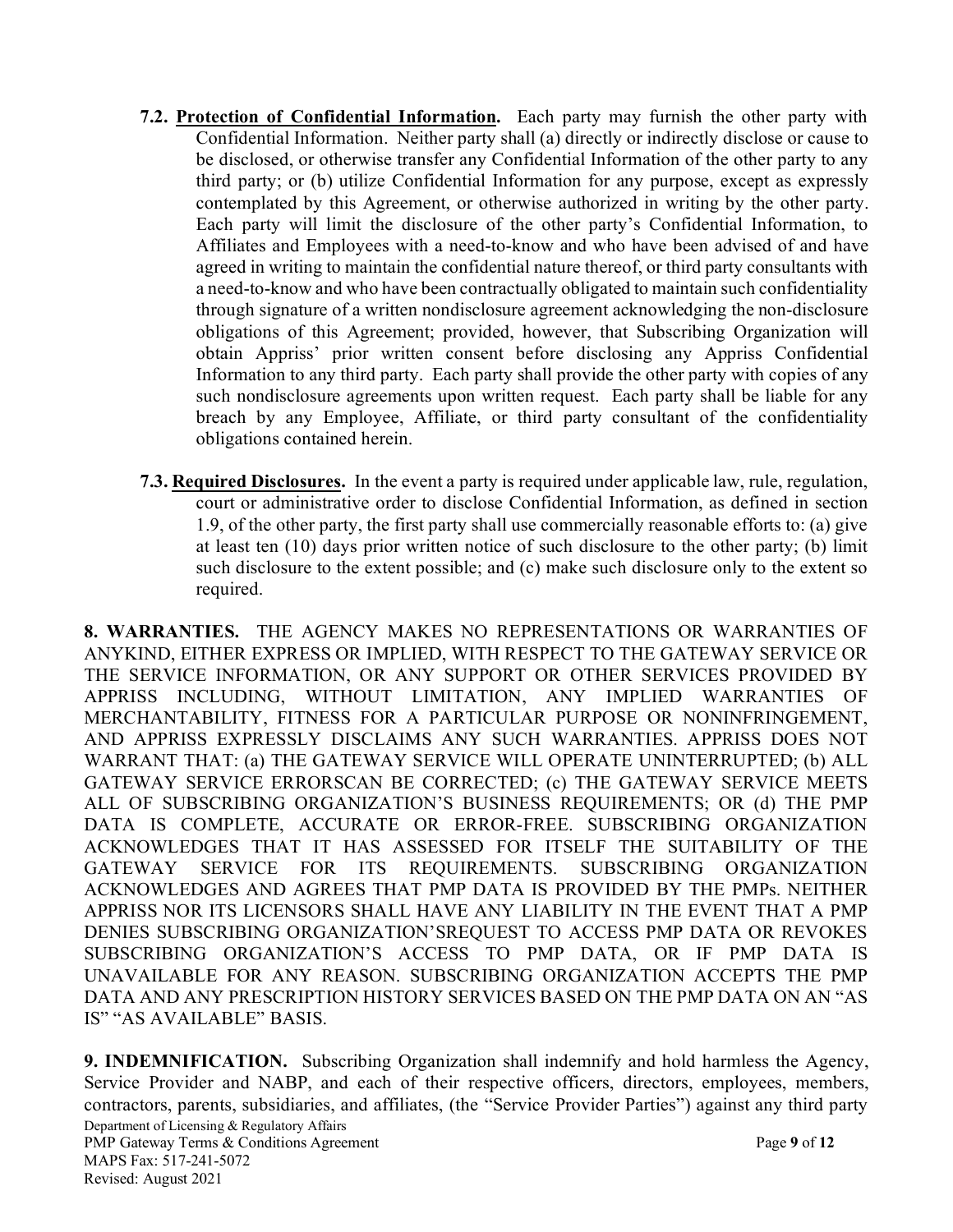**7.2. Protection of Confidential Information.** Each party may furnish the other party with Confidential Information. Neither party shall (a) directly or indirectly disclose or cause to be disclosed, or otherwise transfer any Confidential Information of the other party to any third party; or (b) utilize Confidential Information for any purpose, except as expressly contemplated by this Agreement, or otherwise authorized in writing by the other party. Each party will limit the disclosure of the other party's Confidential Information, to Affiliates and Employees with a need-to-know and who have been advised of and have agreed in writing to maintain the confidential nature thereof, or third party consultants with a need-to-know and who have been contractually obligated to maintain such confidentiality through signature of a written nondisclosure agreement acknowledging the non-disclosure obligations of this Agreement; provided, however, that Subscribing Organization will obtain Appriss' prior written consent before disclosing any Appriss Confidential Information to any third party. Each party shall provide the other party with copies of any such nondisclosure agreements upon written request. Each party shall be liable for any breach by any Employee, Affiliate, or third party consultant of the confidentiality obligations contained herein.

**7.3. Required Disclosures.** In the event a party is required under applicable law, rule, regulation, court or administrative order to disclose Confidential Information, as defined in section 1.9, of the other party, the first party shall use commercially reasonable efforts to: (a) give at least ten (10) days prior written notice of such disclosure to the other party; (b) limit such disclosure to the extent possible; and (c) make such disclosure only to the extent so required.

**8. WARRANTIES.** THE AGENCY MAKES NO REPRESENTATIONS OR WARRANTIES OF ANYKIND, EITHER EXPRESS OR IMPLIED, WITH RESPECT TO THE GATEWAY SERVICE OR THE SERVICE INFORMATION, OR ANY SUPPORT OR OTHER SERVICES PROVIDED BY APPRISS INCLUDING, WITHOUT LIMITATION, ANY IMPLIED WARRANTIES OF MERCHANTABILITY, FITNESS FOR A PARTICULAR PURPOSE OR NONINFRINGEMENT, AND APPRISS EXPRESSLY DISCLAIMS ANY SUCH WARRANTIES. APPRISS DOES NOT WARRANT THAT: (a) THE GATEWAY SERVICE WILL OPERATE UNINTERRUPTED; (b) ALL GATEWAY SERVICE ERRORSCAN BE CORRECTED; (c) THE GATEWAY SERVICE MEETS ALL OF SUBSCRIBING ORGANIZATION'S BUSINESS REQUIREMENTS; OR (d) THE PMP DATA IS COMPLETE, ACCURATE OR ERROR-FREE. SUBSCRIBING ORGANIZATION ACKNOWLEDGES THAT IT HAS ASSESSED FOR ITSELF THE SUITABILITY OF THE GATEWAY SERVICE FOR ITS REQUIREMENTS. SUBSCRIBING ORGANIZATION ACKNOWLEDGES AND AGREES THAT PMP DATA IS PROVIDED BY THE PMPs. NEITHER APPRISS NOR ITS LICENSORS SHALL HAVE ANY LIABILITY IN THE EVENT THAT A PMP DENIES SUBSCRIBING ORGANIZATION'SREQUEST TO ACCESS PMP DATA OR REVOKES SUBSCRIBING ORGANIZATION'S ACCESS TO PMP DATA, OR IF PMP DATA IS UNAVAILABLE FOR ANY REASON. SUBSCRIBING ORGANIZATION ACCEPTS THE PMP DATA AND ANY PRESCRIPTION HISTORY SERVICES BASED ON THE PMP DATA ON AN "AS IS" "AS AVAILABLE" BASIS.

**9. INDEMNIFICATION.** Subscribing Organization shall indemnify and hold harmless the Agency, Service Provider and NABP, and each of their respective officers, directors, employees, members, contractors, parents, subsidiaries, and affiliates, (the "Service Provider Parties") against any third party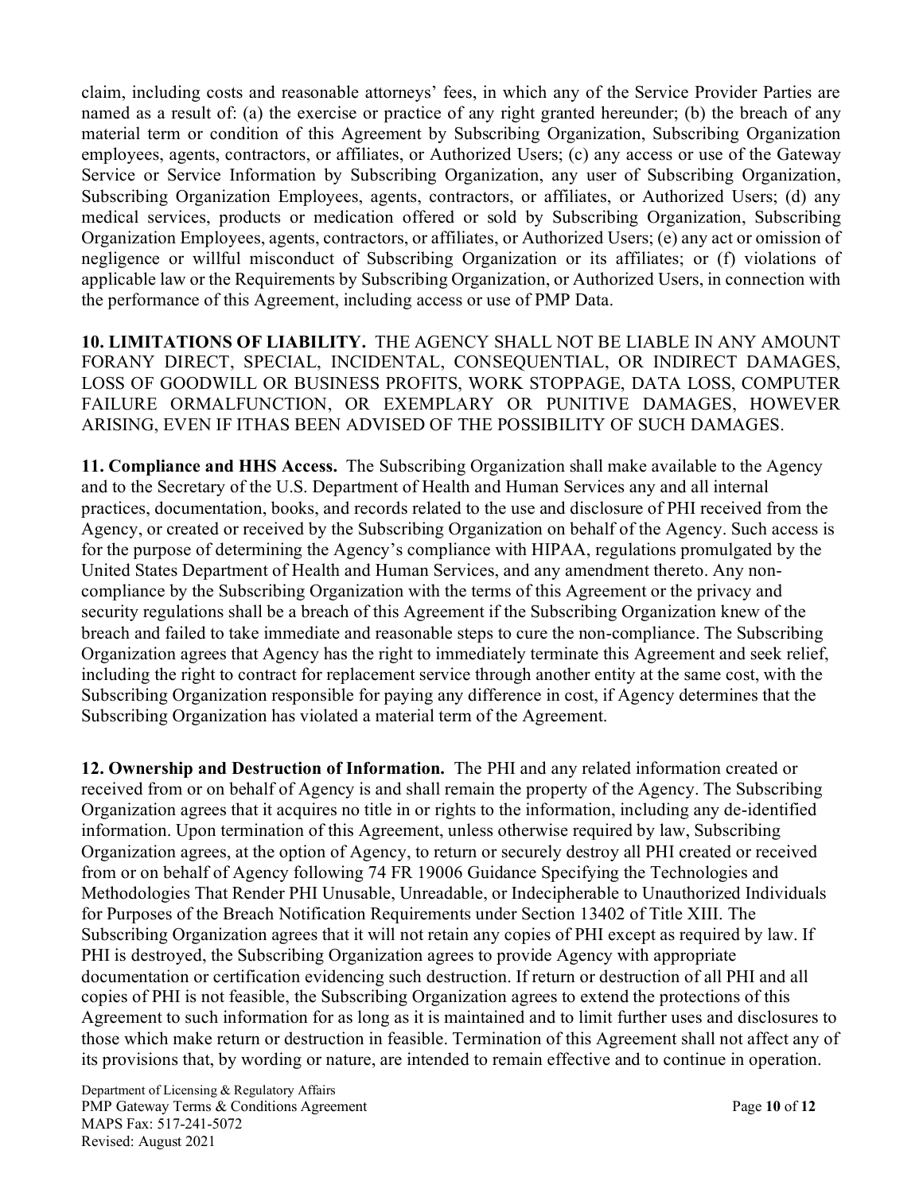claim, including costs and reasonable attorneys' fees, in which any of the Service Provider Parties are named as a result of: (a) the exercise or practice of any right granted hereunder; (b) the breach of any material term or condition of this Agreement by Subscribing Organization, Subscribing Organization employees, agents, contractors, or affiliates, or Authorized Users; (c) any access or use of the Gateway Service or Service Information by Subscribing Organization, any user of Subscribing Organization, Subscribing Organization Employees, agents, contractors, or affiliates, or Authorized Users; (d) any medical services, products or medication offered or sold by Subscribing Organization, Subscribing Organization Employees, agents, contractors, or affiliates, or Authorized Users; (e) any act or omission of negligence or willful misconduct of Subscribing Organization or its affiliates; or (f) violations of applicable law or the Requirements by Subscribing Organization, or Authorized Users, in connection with the performance of this Agreement, including access or use of PMP Data.

**10. LIMITATIONS OF LIABILITY.** THE AGENCY SHALL NOT BE LIABLE IN ANY AMOUNT FORANY DIRECT, SPECIAL, INCIDENTAL, CONSEQUENTIAL, OR INDIRECT DAMAGES, LOSS OF GOODWILL OR BUSINESS PROFITS, WORK STOPPAGE, DATA LOSS, COMPUTER FAILURE ORMALFUNCTION, OR EXEMPLARY OR PUNITIVE DAMAGES, HOWEVER ARISING, EVEN IF ITHAS BEEN ADVISED OF THE POSSIBILITY OF SUCH DAMAGES.

**11. Compliance and HHS Access.** The Subscribing Organization shall make available to the Agency and to the Secretary of the U.S. Department of Health and Human Services any and all internal practices, documentation, books, and records related to the use and disclosure of PHI received from the Agency, or created or received by the Subscribing Organization on behalf of the Agency. Such access is for the purpose of determining the Agency's compliance with HIPAA, regulations promulgated by the United States Department of Health and Human Services, and any amendment thereto. Any non-compliance by the Subscribing Organization with the terms of this Agreement or the privacy and security regulations shall be a breach of this Agreement if the Subscribing Organization knew of the breach and failed to take immediate and reasonable steps to cure the non-compliance. The Subscribing Organization agrees that Agency has the right to immediately terminate this Agreement and seek relief, including the right to contract for replacement service through another entity at the same cost, with the Subscribing Organization responsible for paying any difference in cost, if Agency determines that the Subscribing Organization has violated a material term of the Agreement.

**12. Ownership and Destruction of Information.** The PHI and any related information created or received from or on behalf of Agency is and shall remain the property of the Agency. The Subscribing Organization agrees that it acquires no title in or rights to the information, including any de-identified information. Upon termination of this Agreement, unless otherwise required by law, Subscribing Organization agrees, at the option of Agency, to return or securely destroy all PHI created or received from or on behalf of Agency following 74 FR 19006 Guidance Specifying the Technologies and Methodologies That Render PHI Unusable, Unreadable, or Indecipherable to Unauthorized Individuals for Purposes of the Breach Notification Requirements under Section 13402 of Title XIII. The Subscribing Organization agrees that it will not retain any copies of PHI except as required by law. If PHI is destroyed, the Subscribing Organization agrees to provide Agency with appropriate documentation or certification evidencing such destruction. If return or destruction of all PHI and all copies of PHI is not feasible, the Subscribing Organization agrees to extend the protections of this Agreement to such information for as long as it is maintained and to limit further uses and disclosures to those which make return or destruction in feasible. Termination of this Agreement shall not affect any of its provisions that, by wording or nature, are intended to remain effective and to continue in operation.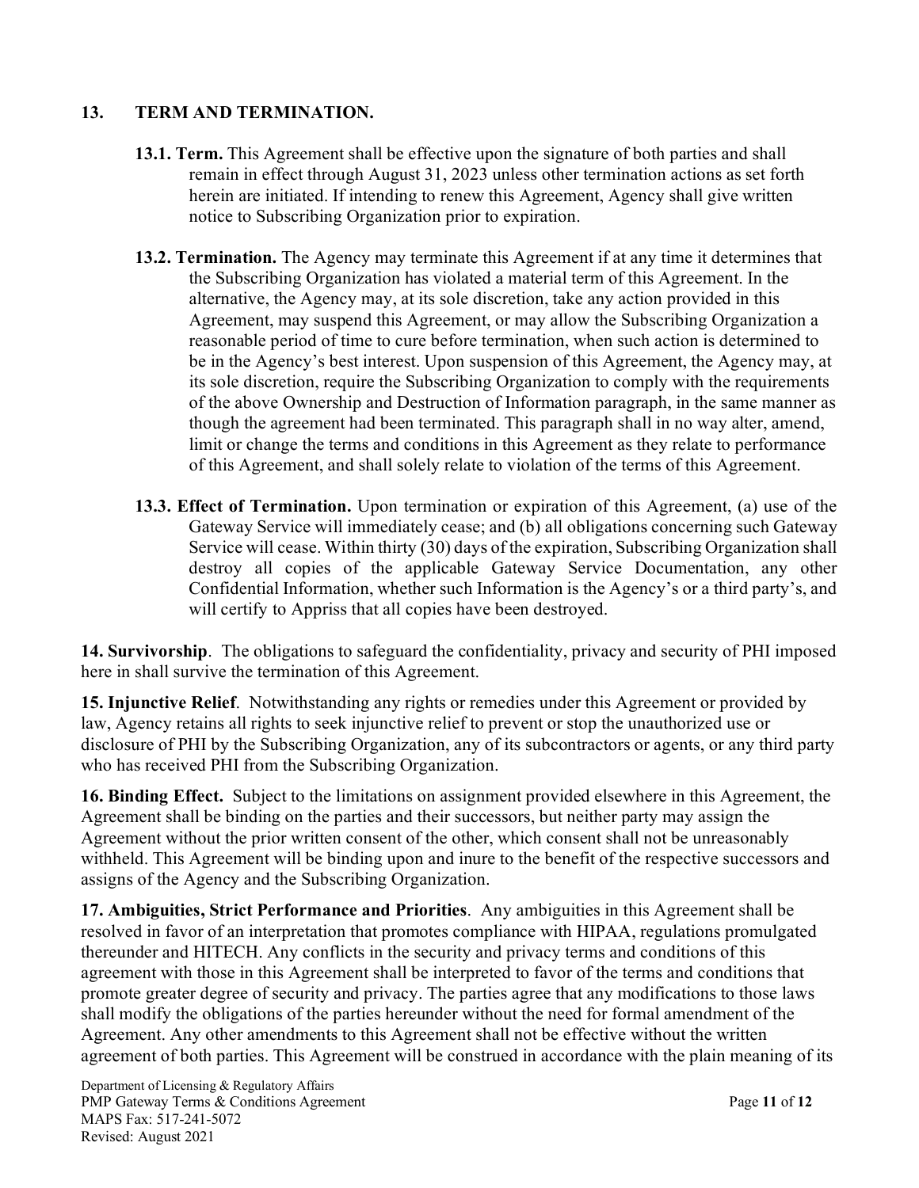## 13. TERM AND TERMINATION.

**13.1. Term.** This Agreement shall be effective upon the signature of both parties and shall remain in effect through August 31, 2023 unless other termination actions as set forth herein are initiated. If intending to renew this Agreement, Agency shall give written notice to Subscribing Organization prior to expiration.

**13.2. Termination.** The Agency may terminate this Agreement if at any time it determines that the Subscribing Organization has violated a material term of this Agreement. In the alternative, the Agency may, at its sole discretion, take any action provided in this Agreement, may suspend this Agreement, or may allow the Subscribing Organization a reasonable period of time to cure before termination, when such action is determined to be in the Agency's best interest. Upon suspension of this Agreement, the Agency may, at its sole discretion, require the Subscribing Organization to comply with the requirements of the above Ownership and Destruction of Information paragraph, in the same manner as though the agreement had been terminated. This paragraph shall in no way alter, amend, limit or change the terms and conditions in this Agreement as they relate to performance of this Agreement, and shall solely relate to violation of the terms of this Agreement.

**13.3. Effect of Termination.** Upon termination or expiration of this Agreement, (a) use of the Gateway Service will immediately cease; and (b) all obligations concerning such Gateway Service will cease. Within thirty (30) days of the expiration, Subscribing Organization shall destroy all copies of the applicable Gateway Service Documentation, any other Confidential Information, whether such Information is the Agency's or a third party's, and will certify to Appriss that all copies have been destroyed.

**14. Survivorship**. The obligations to safeguard the confidentiality, privacy and security of PHI imposed here in shall survive the termination of this Agreement.

**15. Injunctive Relief**. Notwithstanding any rights or remedies under this Agreement or provided by law, Agency retains all rights to seek injunctive relief to prevent or stop the unauthorized use or disclosure of PHI by the Subscribing Organization, any of its subcontractors or agents, or any third party who has received PHI from the Subscribing Organization.

**16. Binding Effect.** Subject to the limitations on assignment provided elsewhere in this Agreement, the Agreement shall be binding on the parties and their successors, but neither party may assign the Agreement without the prior written consent of the other, which consent shall not be unreasonably withheld. This Agreement will be binding upon and inure to the benefit of the respective successors and assigns of the Agency and the Subscribing Organization.

**17. Ambiguities, Strict Performance and Priorities**. Any ambiguities in this Agreement shall be resolved in favor of an interpretation that promotes compliance with HIPAA, regulations promulgated thereunder and HITECH. Any conflicts in the security and privacy terms and conditions of this agreement with those in this Agreement shall be interpreted to favor of the terms and conditions that promote greater degree of security and privacy. The parties agree that any modifications to those laws shall modify the obligations of the parties hereunder without the need for formal amendment of the Agreement. Any other amendments to this Agreement shall not be effective without the written agreement of both parties. This Agreement will be construed in accordance with the plain meaning of its

Department of Licensing & Regulatory Affairs
PMP Gateway Terms & Conditions Agreement
MAPS Fax: 517-241-5072
Revised: August 2021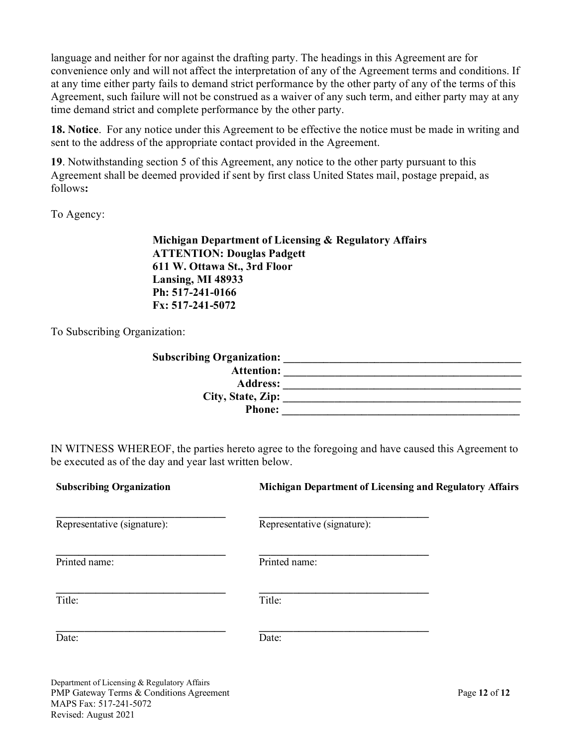language and neither for nor against the drafting party. The headings in this Agreement are for convenience only and will not affect the interpretation of any of the Agreement terms and conditions. If at any time either party fails to demand strict performance by the other party of any of the terms of this Agreement, such failure will not be construed as a waiver of any such term, and either party may at any time demand strict and complete performance by the other party.

**18. Notice**. For any notice under this Agreement to be effective the notice must be made in writing and sent to the address of the appropriate contact provided in the Agreement.

**19**. Notwithstanding section 5 of this Agreement, any notice to the other party pursuant to this Agreement shall be deemed provided if sent by first class United States mail, postage prepaid, as follows**:**

To Agency:

**Michigan Department of Licensing & Regulatory Affairs**
**ATTENTION: Douglas Padgett**
**611 W. Ottawa St., 3rd Floor**
**Lansing, MI 48933**
**Ph: 517-241-0166**
**Fx: 517-241-5072**

To Subscribing Organization:

**Subscribing Organization:** ___________________________________________
**Attention:** ___________________________________________
**Address:** ___________________________________________
**City, State, Zip:** ___________________________________________
**Phone:** ___________________________________________

IN WITNESS WHEREOF, the parties hereto agree to the foregoing and have caused this Agreement to be executed as of the day and year last written below.

| **Subscribing Organization** | **Michigan Department of Licensing and Regulatory Affairs** |
| --- | --- |
| ______________________________ | ______________________________ |
| Representative (signature): | Representative (signature): |
| ______________________________ | ______________________________ |
| Printed name: | Printed name: |
| ______________________________ | ______________________________ |
| Title: | Title: |
| ______________________________ | ______________________________ |
| Date: | Date: |

Department of Licensing & Regulatory Affairs
PMP Gateway Terms & Conditions Agreement
MAPS Fax: 517-241-5072
Revised: August 2021